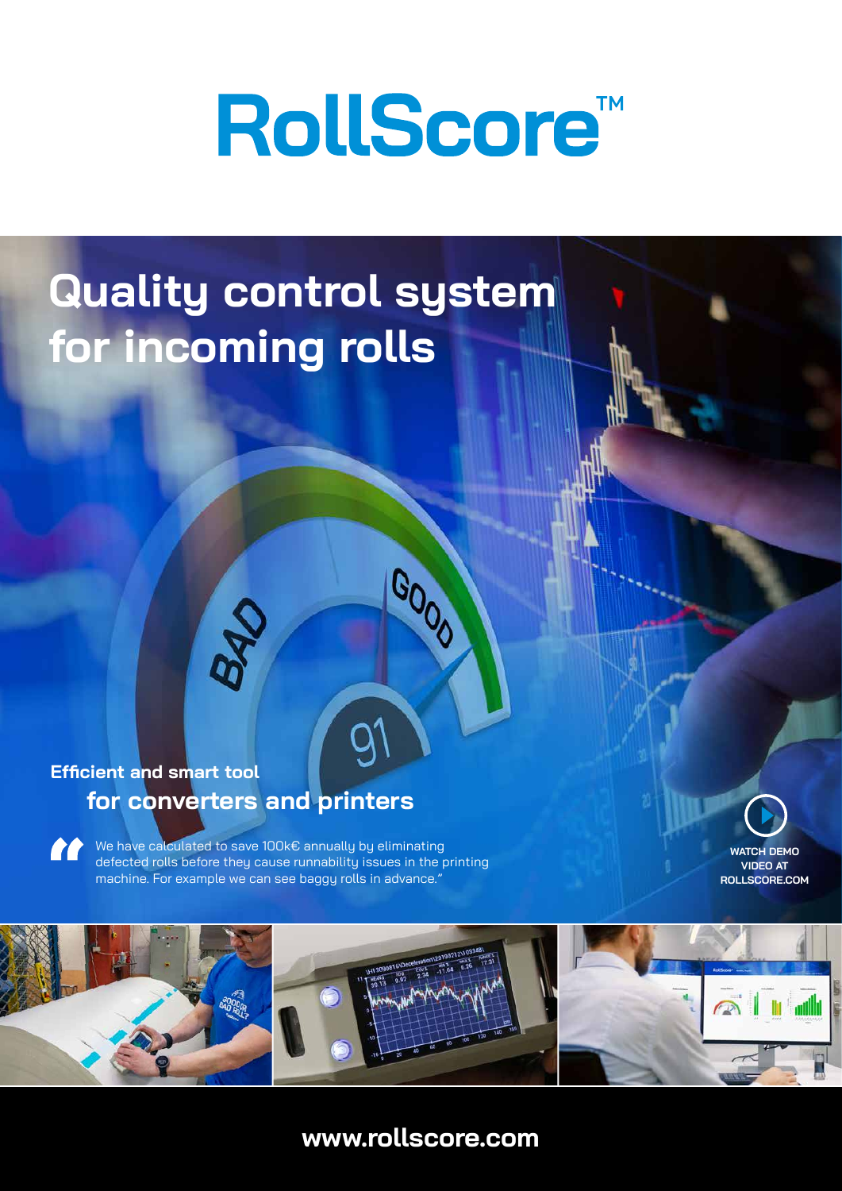# RollScore™

## Quality control system for incoming rolls

**Efficient and smart tool for converters and printers**

> "We have calculated to save 100k€ annually by eliminating defected rolls before they cause runnability issues in the printing machine. For example we can see baggy rolls in advance."

WATCH DEMO VIDEO AT ROLLSCORE.COM

**www.rollscore.com**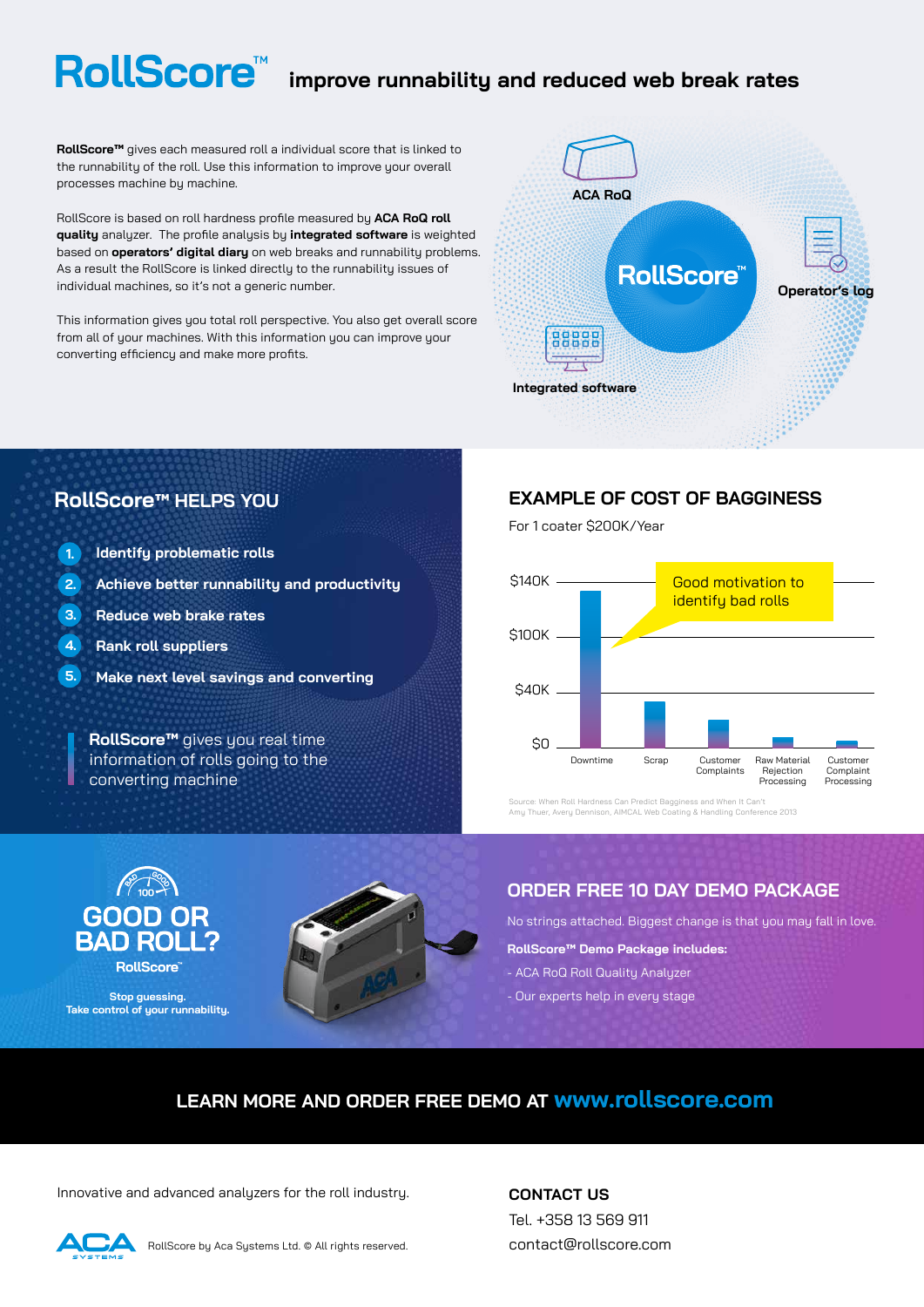# RollScore™ improve runnability and reduced web break rates

**RollScore™** gives each measured roll a individual score that is linked to the runnability of the roll. Use this information to improve your overall processes machine by machine.

RollScore is based on roll hardness profile measured by **ACA RoQ roll quality** analyzer. The profile analysis by **integrated software** is weighted based on **operators' digital diary** on web breaks and runnability problems. As a result the RollScore is linked directly to the runnability issues of individual machines, so it's not a generic number.

This information gives you total roll perspective. You also get overall score from all of your machines. With this information you can improve your converting efficiency and make more profits.

ACA RoQ

RollScore™

Operator's log

Integrated software

## RollScore™ HELPS YOU

1. **Identify problematic rolls**
2. **Achieve better runnability and productivity**
3. **Reduce web brake rates**
4. **Rank roll suppliers**
5. **Make next level savings and converting**

**RollScore™** gives you real time information of rolls going to the converting machine

## EXAMPLE OF COST OF BAGGINESS

For 1 coater $200K/Year

$140K
$100K
$40K
$0

Good motivation to identify bad rolls

Downtime
Scrap
Customer Complaints
Raw Material Rejection Processing
Customer Complaint Processing

Source: When Roll Hardness Can Predict Bagginess and When It Can't
Amy Thuer, Avery Dennison, AIMCAL Web Coating & Handling Conference 2013

## GOOD OR BAD ROLL?

RollScore™

**Stop guessing.**
**Take control of your runnability.**

## ORDER FREE 10 DAY DEMO PACKAGE

No strings attached. Biggest change is that you may fall in love.

**RollScore™ Demo Package includes:**

- ACA RoQ Roll Quality Analyzer
- Our experts help in every stage

**LEARN MORE AND ORDER FREE DEMO AT www.rollscore.com**

Innovative and advanced analyzers for the roll industry.

RollScore by Aca Systems Ltd. © All rights reserved.

**CONTACT US**

Tel. +358 13 569 911
contact@rollscore.com